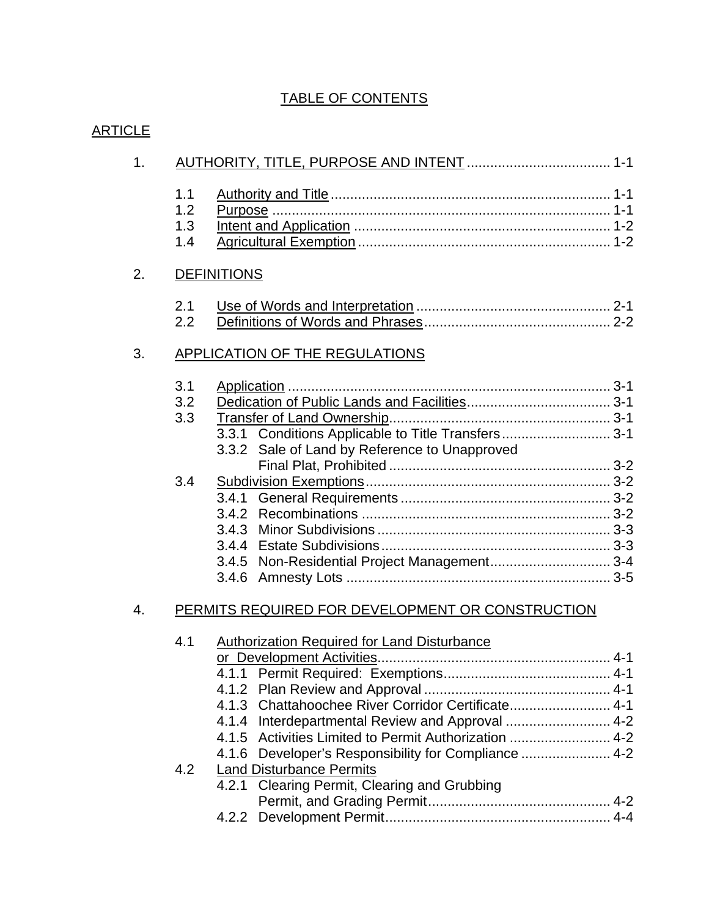# TABLE OF CONTENTS

ARTICLE

1. AUTHORITY, TITLE, PURPOSE AND INTENT ..................................... 1-1

   1.1 Authority and Title ........................................................................ 1-1
   1.2 Purpose ....................................................................................... 1-1
   1.3 Intent and Application .................................................................. 1-2
   1.4 Agricultural Exemption ................................................................. 1-2

2. DEFINITIONS

   2.1 Use of Words and Interpretation .................................................. 2-1
   2.2 Definitions of Words and Phrases ................................................ 2-2

3. APPLICATION OF THE REGULATIONS

   3.1 Application .................................................................................. 3-1
   3.2 Dedication of Public Lands and Facilities ..................................... 3-1
   3.3 Transfer of Land Ownership ......................................................... 3-1
       3.3.1 Conditions Applicable to Title Transfers ............................ 3-1
       3.3.2 Sale of Land by Reference to Unapproved Final Plat, Prohibited ......................................................... 3-2
   3.4 Subdivision Exemptions ............................................................... 3-2
       3.4.1 General Requirements ...................................................... 3-2
       3.4.2 Recombinations ................................................................ 3-2
       3.4.3 Minor Subdivisions ............................................................ 3-3
       3.4.4 Estate Subdivisions ........................................................... 3-3
       3.4.5 Non-Residential Project Management ............................... 3-4
       3.4.6 Amnesty Lots .................................................................... 3-5

4. PERMITS REQUIRED FOR DEVELOPMENT OR CONSTRUCTION

   4.1 Authorization Required for Land Disturbance or Development Activities ............................................................ 4-1
       4.1.1 Permit Required: Exemptions ........................................... 4-1
       4.1.2 Plan Review and Approval ................................................ 4-1
       4.1.3 Chattahoochee River Corridor Certificate .......................... 4-1
       4.1.4 Interdepartmental Review and Approval ........................... 4-2
       4.1.5 Activities Limited to Permit Authorization .......................... 4-2
       4.1.6 Developer's Responsibility for Compliance ....................... 4-2
   4.2 Land Disturbance Permits
       4.2.1 Clearing Permit, Clearing and Grubbing Permit, and Grading Permit ............................................... 4-2
       4.2.2 Development Permit .......................................................... 4-4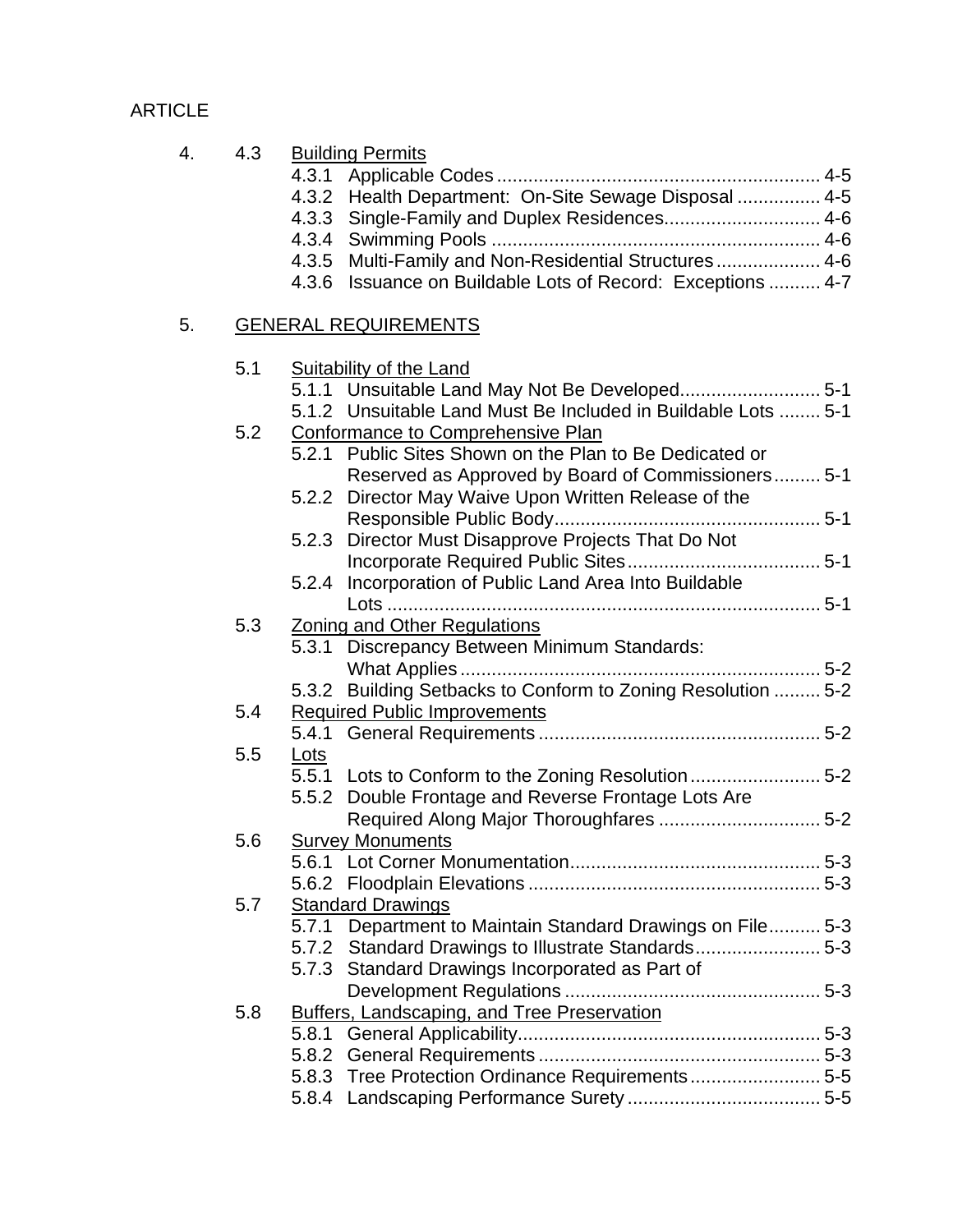ARTICLE

4. 4.3 Building Permits

- 4.3.1 Applicable Codes ............................................................. 4-5
- 4.3.2 Health Department: On-Site Sewage Disposal ................ 4-5
- 4.3.3 Single-Family and Duplex Residences.............................. 4-6
- 4.3.4 Swimming Pools .............................................................. 4-6
- 4.3.5 Multi-Family and Non-Residential Structures.................... 4-6
- 4.3.6 Issuance on Buildable Lots of Record: Exceptions .......... 4-7

5. GENERAL REQUIREMENTS

5.1 Suitability of the Land

- 5.1.1 Unsuitable Land May Not Be Developed........................... 5-1
- 5.1.2 Unsuitable Land Must Be Included in Buildable Lots ........ 5-1

5.2 Conformance to Comprehensive Plan

- 5.2.1 Public Sites Shown on the Plan to Be Dedicated or Reserved as Approved by Board of Commissioners......... 5-1
- 5.2.2 Director May Waive Upon Written Release of the Responsible Public Body................................................... 5-1
- 5.2.3 Director Must Disapprove Projects That Do Not Incorporate Required Public Sites..................................... 5-1
- 5.2.4 Incorporation of Public Land Area Into Buildable Lots ..................................................................................... 5-1

5.3 Zoning and Other Regulations

- 5.3.1 Discrepancy Between Minimum Standards: What Applies...................................................................... 5-2
- 5.3.2 Building Setbacks to Conform to Zoning Resolution ......... 5-2

5.4 Required Public Improvements

- 5.4.1 General Requirements...................................................... 5-2

5.5 Lots

- 5.5.1 Lots to Conform to the Zoning Resolution......................... 5-2
- 5.5.2 Double Frontage and Reverse Frontage Lots Are Required Along Major Thoroughfares ............................... 5-2

5.6 Survey Monuments

- 5.6.1 Lot Corner Monumentation................................................ 5-3
- 5.6.2 Floodplain Elevations ........................................................ 5-3

5.7 Standard Drawings

- 5.7.1 Department to Maintain Standard Drawings on File.......... 5-3
- 5.7.2 Standard Drawings to Illustrate Standards........................ 5-3
- 5.7.3 Standard Drawings Incorporated as Part of Development Regulations ................................................. 5-3

5.8 Buffers, Landscaping, and Tree Preservation

- 5.8.1 General Applicability.......................................................... 5-3
- 5.8.2 General Requirements...................................................... 5-3
- 5.8.3 Tree Protection Ordinance Requirements......................... 5-5
- 5.8.4 Landscaping Performance Surety ..................................... 5-5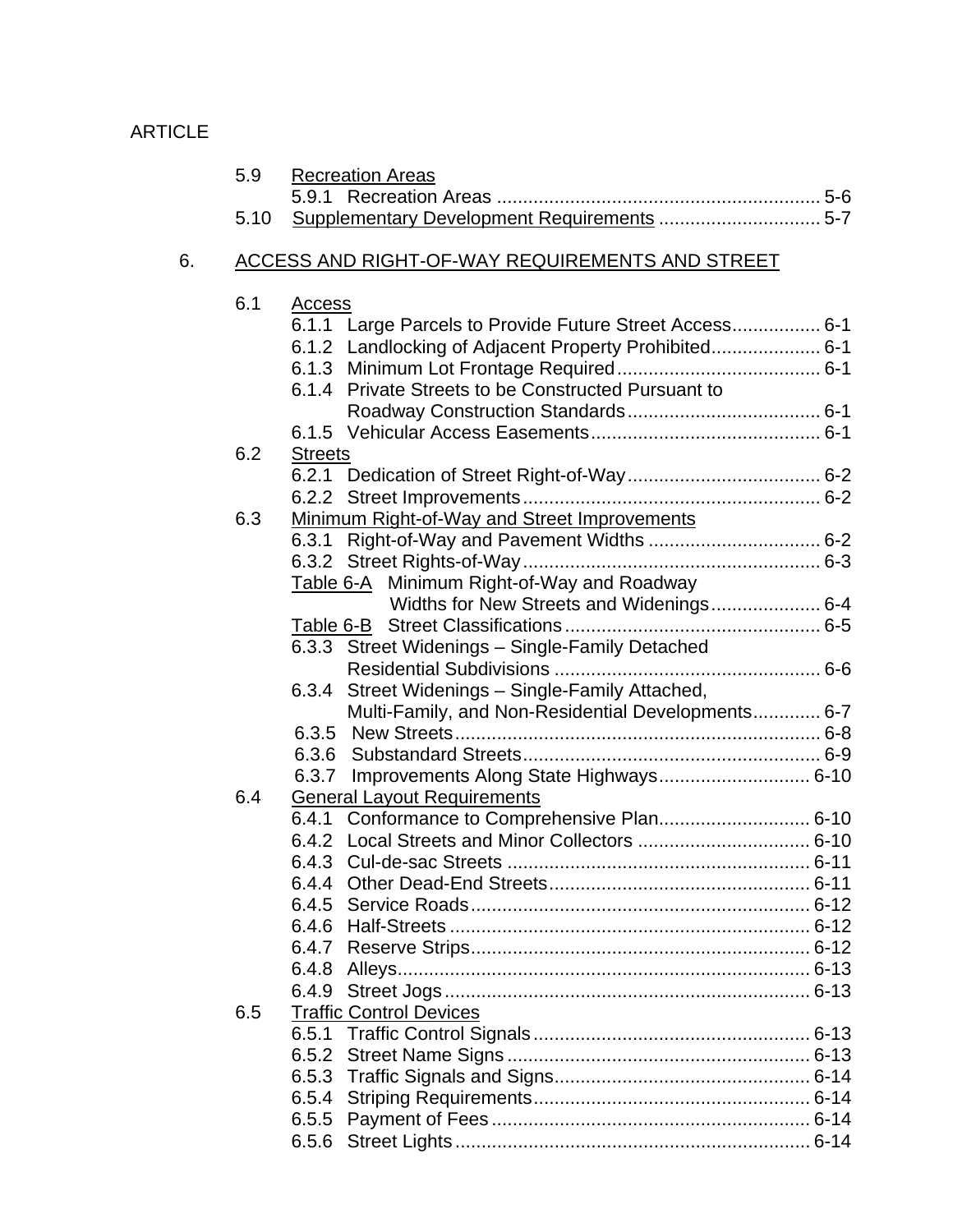ARTICLE

5.9 Recreation Areas

5.9.1 Recreation Areas ............................................................. 5-6

5.10 Supplementary Development Requirements ............................... 5-7

6. ACCESS AND RIGHT-OF-WAY REQUIREMENTS AND STREET

6.1 Access

6.1.1 Large Parcels to Provide Future Street Access................. 6-1

6.1.2 Landlocking of Adjacent Property Prohibited..................... 6-1

6.1.3 Minimum Lot Frontage Required....................................... 6-1

6.1.4 Private Streets to be Constructed Pursuant to Roadway Construction Standards..................................... 6-1

6.1.5 Vehicular Access Easements............................................ 6-1

6.2 Streets

6.2.1 Dedication of Street Right-of-Way..................................... 6-2

6.2.2 Street Improvements......................................................... 6-2

6.3 Minimum Right-of-Way and Street Improvements

6.3.1 Right-of-Way and Pavement Widths ................................. 6-2

6.3.2 Street Rights-of-Way......................................................... 6-3

Table 6-A Minimum Right-of-Way and Roadway Widths for New Streets and Widenings..................... 6-4

Table 6-B Street Classifications................................................. 6-5

6.3.3 Street Widenings – Single-Family Detached Residential Subdivisions ................................................... 6-6

6.3.4 Street Widenings – Single-Family Attached, Multi-Family, and Non-Residential Developments............. 6-7

6.3.5 New Streets...................................................................... 6-8

6.3.6 Substandard Streets......................................................... 6-9

6.3.7 Improvements Along State Highways............................. 6-10

6.4 General Layout Requirements

6.4.1 Conformance to Comprehensive Plan............................. 6-10

6.4.2 Local Streets and Minor Collectors ................................. 6-10

6.4.3 Cul-de-sac Streets .......................................................... 6-11

6.4.4 Other Dead-End Streets.................................................. 6-11

6.4.5 Service Roads................................................................. 6-12

6.4.6 Half-Streets ..................................................................... 6-12

6.4.7 Reserve Strips................................................................. 6-12

6.4.8 Alleys............................................................................... 6-13

6.4.9 Street Jogs...................................................................... 6-13

6.5 Traffic Control Devices

6.5.1 Traffic Control Signals..................................................... 6-13

6.5.2 Street Name Signs .......................................................... 6-13

6.5.3 Traffic Signals and Signs................................................. 6-14

6.5.4 Striping Requirements..................................................... 6-14

6.5.5 Payment of Fees ............................................................. 6-14

6.5.6 Street Lights.................................................................... 6-14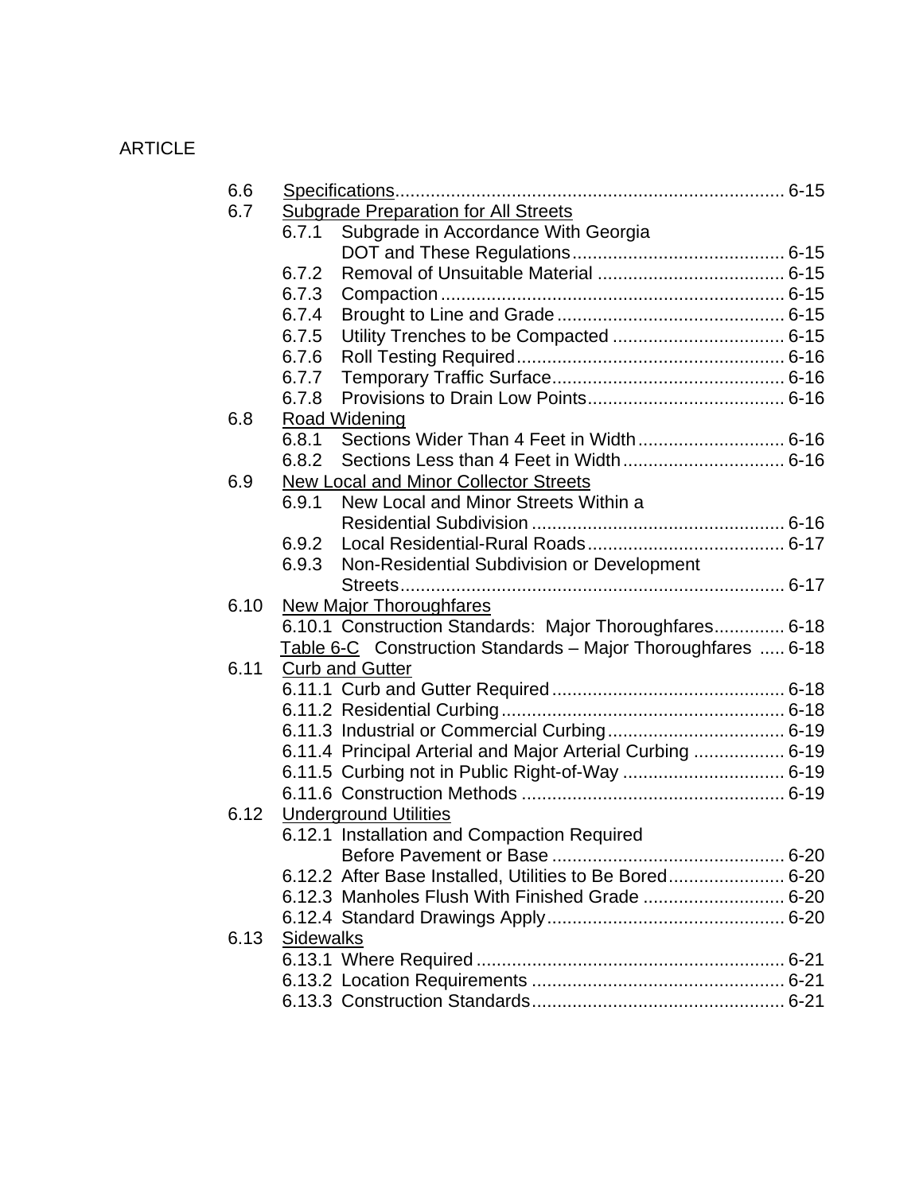ARTICLE

| | | |
|---|---|---|
| 6.6 | Specifications | 6-15 |
| 6.7 | Subgrade Preparation for All Streets | |
| | 6.7.1 Subgrade in Accordance With Georgia DOT and These Regulations | 6-15 |
| | 6.7.2 Removal of Unsuitable Material | 6-15 |
| | 6.7.3 Compaction | 6-15 |
| | 6.7.4 Brought to Line and Grade | 6-15 |
| | 6.7.5 Utility Trenches to be Compacted | 6-15 |
| | 6.7.6 Roll Testing Required | 6-16 |
| | 6.7.7 Temporary Traffic Surface | 6-16 |
| | 6.7.8 Provisions to Drain Low Points | 6-16 |
| 6.8 | Road Widening | |
| | 6.8.1 Sections Wider Than 4 Feet in Width | 6-16 |
| | 6.8.2 Sections Less than 4 Feet in Width | 6-16 |
| 6.9 | New Local and Minor Collector Streets | |
| | 6.9.1 New Local and Minor Streets Within a Residential Subdivision | 6-16 |
| | 6.9.2 Local Residential-Rural Roads | 6-17 |
| | 6.9.3 Non-Residential Subdivision or Development Streets | 6-17 |
| 6.10 | New Major Thoroughfares | |
| | 6.10.1 Construction Standards: Major Thoroughfares | 6-18 |
| | Table 6-C Construction Standards – Major Thoroughfares | 6-18 |
| 6.11 | Curb and Gutter | |
| | 6.11.1 Curb and Gutter Required | 6-18 |
| | 6.11.2 Residential Curbing | 6-18 |
| | 6.11.3 Industrial or Commercial Curbing | 6-19 |
| | 6.11.4 Principal Arterial and Major Arterial Curbing | 6-19 |
| | 6.11.5 Curbing not in Public Right-of-Way | 6-19 |
| | 6.11.6 Construction Methods | 6-19 |
| 6.12 | Underground Utilities | |
| | 6.12.1 Installation and Compaction Required Before Pavement or Base | 6-20 |
| | 6.12.2 After Base Installed, Utilities to Be Bored | 6-20 |
| | 6.12.3 Manholes Flush With Finished Grade | 6-20 |
| | 6.12.4 Standard Drawings Apply | 6-20 |
| 6.13 | Sidewalks | |
| | 6.13.1 Where Required | 6-21 |
| | 6.13.2 Location Requirements | 6-21 |
| | 6.13.3 Construction Standards | 6-21 |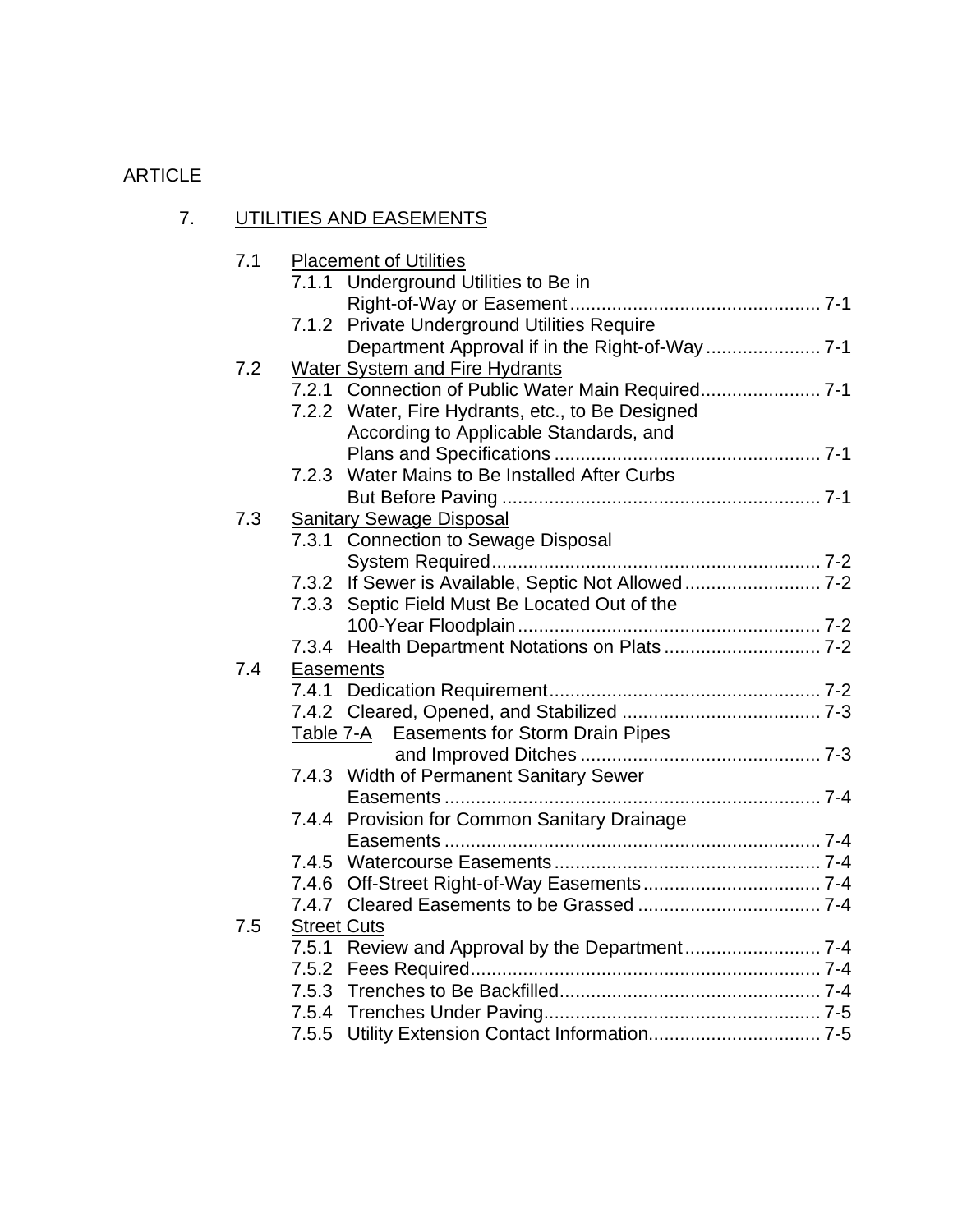ARTICLE

7. UTILITIES AND EASEMENTS

- 7.1 Placement of Utilities
  - 7.1.1 Underground Utilities to Be in Right-of-Way or Easement ........ 7-1
  - 7.1.2 Private Underground Utilities Require Department Approval if in the Right-of-Way ........ 7-1
- 7.2 Water System and Fire Hydrants
  - 7.2.1 Connection of Public Water Main Required ........ 7-1
  - 7.2.2 Water, Fire Hydrants, etc., to Be Designed According to Applicable Standards, and Plans and Specifications ........ 7-1
  - 7.2.3 Water Mains to Be Installed After Curbs But Before Paving ........ 7-1
- 7.3 Sanitary Sewage Disposal
  - 7.3.1 Connection to Sewage Disposal System Required ........ 7-2
  - 7.3.2 If Sewer is Available, Septic Not Allowed ........ 7-2
  - 7.3.3 Septic Field Must Be Located Out of the 100-Year Floodplain ........ 7-2
  - 7.3.4 Health Department Notations on Plats ........ 7-2
- 7.4 Easements
  - 7.4.1 Dedication Requirement ........ 7-2
  - 7.4.2 Cleared, Opened, and Stabilized ........ 7-3
  - Table 7-A Easements for Storm Drain Pipes and Improved Ditches ........ 7-3
  - 7.4.3 Width of Permanent Sanitary Sewer Easements ........ 7-4
  - 7.4.4 Provision for Common Sanitary Drainage Easements ........ 7-4
  - 7.4.5 Watercourse Easements ........ 7-4
  - 7.4.6 Off-Street Right-of-Way Easements ........ 7-4
  - 7.4.7 Cleared Easements to be Grassed ........ 7-4
- 7.5 Street Cuts
  - 7.5.1 Review and Approval by the Department ........ 7-4
  - 7.5.2 Fees Required ........ 7-4
  - 7.5.3 Trenches to Be Backfilled ........ 7-4
  - 7.5.4 Trenches Under Paving ........ 7-5
  - 7.5.5 Utility Extension Contact Information ........ 7-5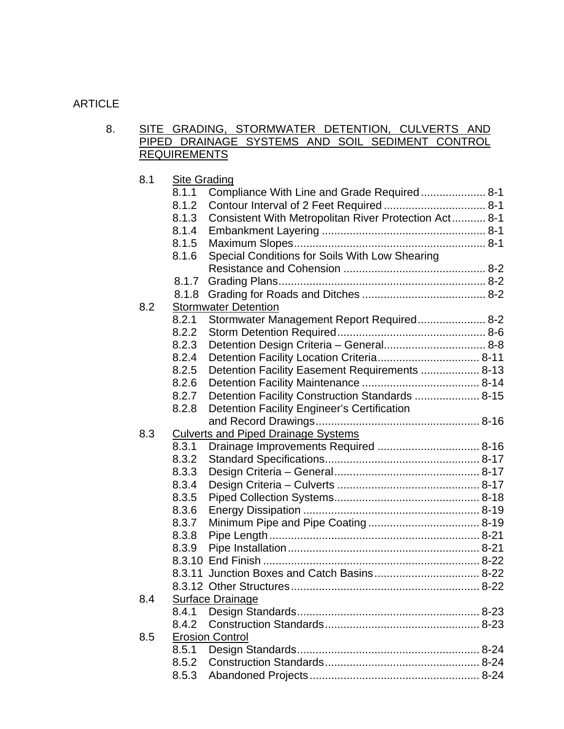ARTICLE

8. <u>SITE GRADING, STORMWATER DETENTION, CULVERTS AND PIPED DRAINAGE SYSTEMS AND SOIL SEDIMENT CONTROL REQUIREMENTS</u>

- 8.1 <u>Site Grading</u>
  - 8.1.1 Compliance With Line and Grade Required ..................... 8-1
  - 8.1.2 Contour Interval of 2 Feet Required ................................. 8-1
  - 8.1.3 Consistent With Metropolitan River Protection Act ........... 8-1
  - 8.1.4 Embankment Layering ..................................................... 8-1
  - 8.1.5 Maximum Slopes ............................................................. 8-1
  - 8.1.6 Special Conditions for Soils With Low Shearing Resistance and Cohension .............................................. 8-2
  - 8.1.7 Grading Plans ................................................................... 8-2
  - 8.1.8 Grading for Roads and Ditches ........................................ 8-2
- 8.2 <u>Stormwater Detention</u>
  - 8.2.1 Stormwater Management Report Required ...................... 8-2
  - 8.2.2 Storm Detention Required ................................................ 8-6
  - 8.2.3 Detention Design Criteria – General ................................. 8-8
  - 8.2.4 Detention Facility Location Criteria ................................. 8-11
  - 8.2.5 Detention Facility Easement Requirements ................... 8-13
  - 8.2.6 Detention Facility Maintenance ...................................... 8-14
  - 8.2.7 Detention Facility Construction Standards ..................... 8-15
  - 8.2.8 Detention Facility Engineer's Certification and Record Drawings ..................................................... 8-16
- 8.3 <u>Culverts and Piped Drainage Systems</u>
  - 8.3.1 Drainage Improvements Required ................................. 8-16
  - 8.3.2 Standard Specifications .................................................. 8-17
  - 8.3.3 Design Criteria – General ............................................... 8-17
  - 8.3.4 Design Criteria – Culverts .............................................. 8-17
  - 8.3.5 Piped Collection Systems ............................................... 8-18
  - 8.3.6 Energy Dissipation ......................................................... 8-19
  - 8.3.7 Minimum Pipe and Pipe Coating .................................... 8-19
  - 8.3.8 Pipe Length .................................................................... 8-21
  - 8.3.9 Pipe Installation .............................................................. 8-21
  - 8.3.10 End Finish ...................................................................... 8-22
  - 8.3.11 Junction Boxes and Catch Basins .................................. 8-22
  - 8.3.12 Other Structures ............................................................. 8-22
- 8.4 <u>Surface Drainage</u>
  - 8.4.1 Design Standards ........................................................... 8-23
  - 8.4.2 Construction Standards .................................................. 8-23
- 8.5 <u>Erosion Control</u>
  - 8.5.1 Design Standards ........................................................... 8-24
  - 8.5.2 Construction Standards .................................................. 8-24
  - 8.5.3 Abandoned Projects ....................................................... 8-24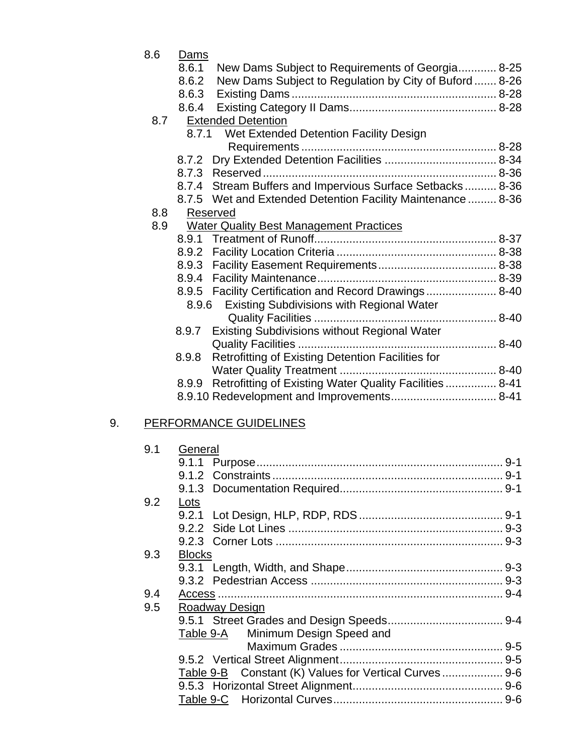8.6 Dams

- 8.6.1 New Dams Subject to Requirements of Georgia............ 8-25
- 8.6.2 New Dams Subject to Regulation by City of Buford....... 8-26
- 8.6.3 Existing Dams............................................................... 8-28
- 8.6.4 Existing Category II Dams............................................. 8-28

8.7 Extended Detention

- 8.7.1 Wet Extended Detention Facility Design Requirements........................................................... 8-28
- 8.7.2 Dry Extended Detention Facilities .................................. 8-34
- 8.7.3 Reserved....................................................................... 8-36
- 8.7.4 Stream Buffers and Impervious Surface Setbacks.......... 8-36
- 8.7.5 Wet and Extended Detention Facility Maintenance......... 8-36

8.8 Reserved

8.9 Water Quality Best Management Practices

- 8.9.1 Treatment of Runoff........................................................ 8-37
- 8.9.2 Facility Location Criteria ................................................. 8-38
- 8.9.3 Facility Easement Requirements.................................... 8-38
- 8.9.4 Facility Maintenance....................................................... 8-39
- 8.9.5 Facility Certification and Record Drawings...................... 8-40
- 8.9.6 Existing Subdivisions with Regional Water Quality Facilities ........................................................ 8-40
- 8.9.7 Existing Subdivisions without Regional Water Quality Facilities ............................................................. 8-40
- 8.9.8 Retrofitting of Existing Detention Facilities for Water Quality Treatment ................................................ 8-40
- 8.9.9 Retrofitting of Existing Water Quality Facilities................ 8-41
- 8.9.10 Redevelopment and Improvements................................ 8-41

9. PERFORMANCE GUIDELINES

9.1 General

- 9.1.1 Purpose........................................................................... 9-1
- 9.1.2 Constraints...................................................................... 9-1
- 9.1.3 Documentation Required.................................................. 9-1

9.2 Lots

- 9.2.1 Lot Design, HLP, RDP, RDS ............................................ 9-1
- 9.2.2 Side Lot Lines .................................................................. 9-3
- 9.2.3 Corner Lots ...................................................................... 9-3

9.3 Blocks

- 9.3.1 Length, Width, and Shape................................................ 9-3
- 9.3.2 Pedestrian Access ........................................................... 9-3

9.4 Access ......................................................................................... 9-4

9.5 Roadway Design

- 9.5.1 Street Grades and Design Speeds.................................... 9-4
- Table 9-A Minimum Design Speed and Maximum Grades .................................................. 9-5
- 9.5.2 Vertical Street Alignment.................................................. 9-5
- Table 9-B Constant (K) Values for Vertical Curves.................. 9-6
- 9.5.3 Horizontal Street Alignment.............................................. 9-6
- Table 9-C Horizontal Curves.................................................... 9-6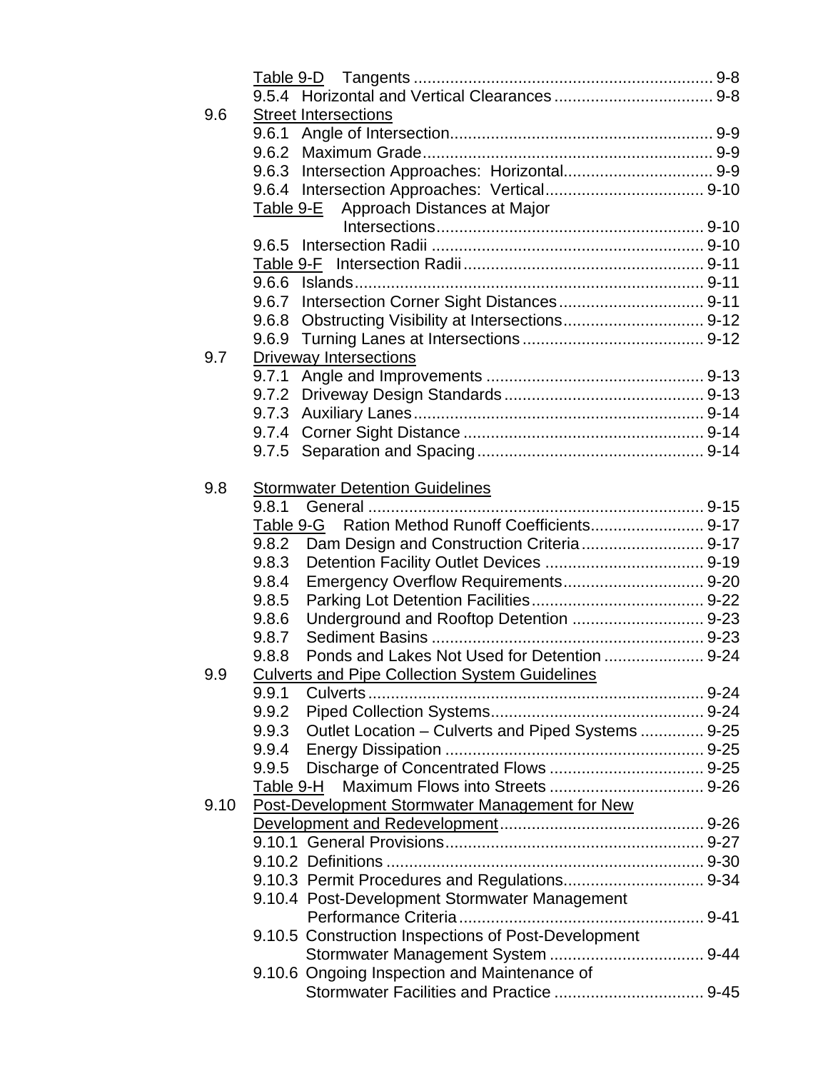| | | |
|---|---|---|
| | Table 9-D Tangents | 9-8 |
| | 9.5.4 Horizontal and Vertical Clearances | 9-8 |
| 9.6 | Street Intersections | |
| | 9.6.1 Angle of Intersection | 9-9 |
| | 9.6.2 Maximum Grade | 9-9 |
| | 9.6.3 Intersection Approaches: Horizontal | 9-9 |
| | 9.6.4 Intersection Approaches: Vertical | 9-10 |
| | Table 9-E Approach Distances at Major Intersections | 9-10 |
| | 9.6.5 Intersection Radii | 9-10 |
| | Table 9-F Intersection Radii | 9-11 |
| | 9.6.6 Islands | 9-11 |
| | 9.6.7 Intersection Corner Sight Distances | 9-11 |
| | 9.6.8 Obstructing Visibility at Intersections | 9-12 |
| | 9.6.9 Turning Lanes at Intersections | 9-12 |
| 9.7 | Driveway Intersections | |
| | 9.7.1 Angle and Improvements | 9-13 |
| | 9.7.2 Driveway Design Standards | 9-13 |
| | 9.7.3 Auxiliary Lanes | 9-14 |
| | 9.7.4 Corner Sight Distance | 9-14 |
| | 9.7.5 Separation and Spacing | 9-14 |
| 9.8 | Stormwater Detention Guidelines | |
| | 9.8.1 General | 9-15 |
| | Table 9-G Ration Method Runoff Coefficients | 9-17 |
| | 9.8.2 Dam Design and Construction Criteria | 9-17 |
| | 9.8.3 Detention Facility Outlet Devices | 9-19 |
| | 9.8.4 Emergency Overflow Requirements | 9-20 |
| | 9.8.5 Parking Lot Detention Facilities | 9-22 |
| | 9.8.6 Underground and Rooftop Detention | 9-23 |
| | 9.8.7 Sediment Basins | 9-23 |
| | 9.8.8 Ponds and Lakes Not Used for Detention | 9-24 |
| 9.9 | Culverts and Pipe Collection System Guidelines | |
| | 9.9.1 Culverts | 9-24 |
| | 9.9.2 Piped Collection Systems | 9-24 |
| | 9.9.3 Outlet Location – Culverts and Piped Systems | 9-25 |
| | 9.9.4 Energy Dissipation | 9-25 |
| | 9.9.5 Discharge of Concentrated Flows | 9-25 |
| | Table 9-H Maximum Flows into Streets | 9-26 |
| 9.10 | Post-Development Stormwater Management for New Development and Redevelopment | 9-26 |
| | 9.10.1 General Provisions | 9-27 |
| | 9.10.2 Definitions | 9-30 |
| | 9.10.3 Permit Procedures and Regulations | 9-34 |
| | 9.10.4 Post-Development Stormwater Management Performance Criteria | 9-41 |
| | 9.10.5 Construction Inspections of Post-Development Stormwater Management System | 9-44 |
| | 9.10.6 Ongoing Inspection and Maintenance of Stormwater Facilities and Practice | 9-45 |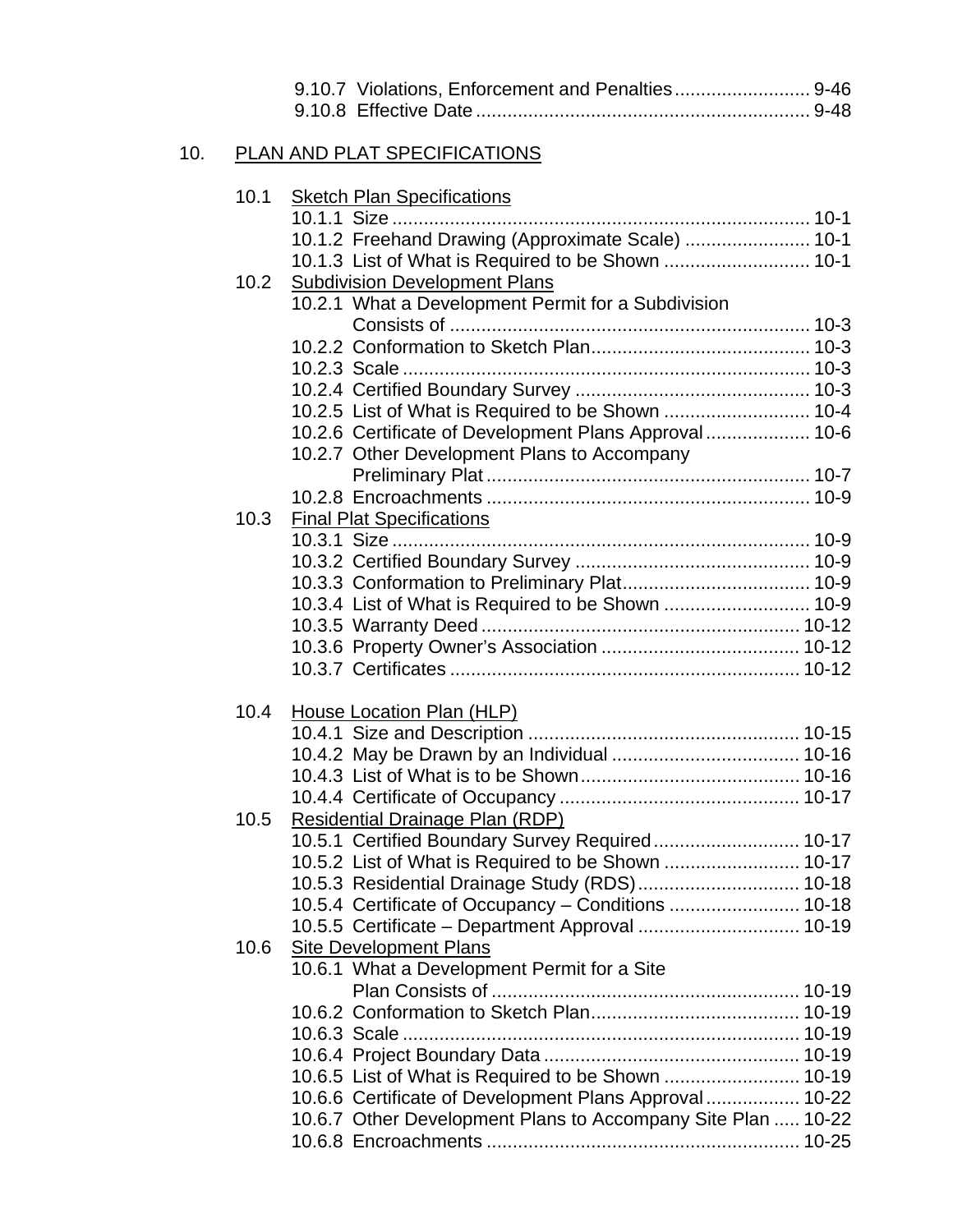9.10.7 Violations, Enforcement and Penalties .......................... 9-46
9.10.8 Effective Date ................................................................ 9-48

10. PLAN AND PLAT SPECIFICATIONS

10.1 Sketch Plan Specifications

10.1.1 Size ................................................................................ 10-1
10.1.2 Freehand Drawing (Approximate Scale) ........................ 10-1
10.1.3 List of What is Required to be Shown ............................ 10-1

10.2 Subdivision Development Plans

10.2.1 What a Development Permit for a Subdivision Consists of .................................................................... 10-3
10.2.2 Conformation to Sketch Plan .......................................... 10-3
10.2.3 Scale .............................................................................. 10-3
10.2.4 Certified Boundary Survey ............................................. 10-3
10.2.5 List of What is Required to be Shown ............................ 10-4
10.2.6 Certificate of Development Plans Approval .................... 10-6
10.2.7 Other Development Plans to Accompany Preliminary Plat .............................................................. 10-7
10.2.8 Encroachments .............................................................. 10-9

10.3 Final Plat Specifications

10.3.1 Size ................................................................................ 10-9
10.3.2 Certified Boundary Survey ............................................. 10-9
10.3.3 Conformation to Preliminary Plat .................................... 10-9
10.3.4 List of What is Required to be Shown ............................ 10-9
10.3.5 Warranty Deed ............................................................. 10-12
10.3.6 Property Owner's Association ...................................... 10-12
10.3.7 Certificates ................................................................... 10-12

10.4 House Location Plan (HLP)

10.4.1 Size and Description .................................................... 10-15
10.4.2 May be Drawn by an Individual .................................... 10-16
10.4.3 List of What is to be Shown .......................................... 10-16
10.4.4 Certificate of Occupancy .............................................. 10-17

10.5 Residential Drainage Plan (RDP)

10.5.1 Certified Boundary Survey Required ............................ 10-17
10.5.2 List of What is Required to be Shown .......................... 10-17
10.5.3 Residential Drainage Study (RDS) ............................... 10-18
10.5.4 Certificate of Occupancy – Conditions ......................... 10-18
10.5.5 Certificate – Department Approval ............................... 10-19

10.6 Site Development Plans

10.6.1 What a Development Permit for a Site Plan Consists of ........................................................... 10-19
10.6.2 Conformation to Sketch Plan ........................................ 10-19
10.6.3 Scale ............................................................................ 10-19
10.6.4 Project Boundary Data ................................................. 10-19
10.6.5 List of What is Required to be Shown .......................... 10-19
10.6.6 Certificate of Development Plans Approval .................. 10-22
10.6.7 Other Development Plans to Accompany Site Plan ..... 10-22
10.6.8 Encroachments ............................................................ 10-25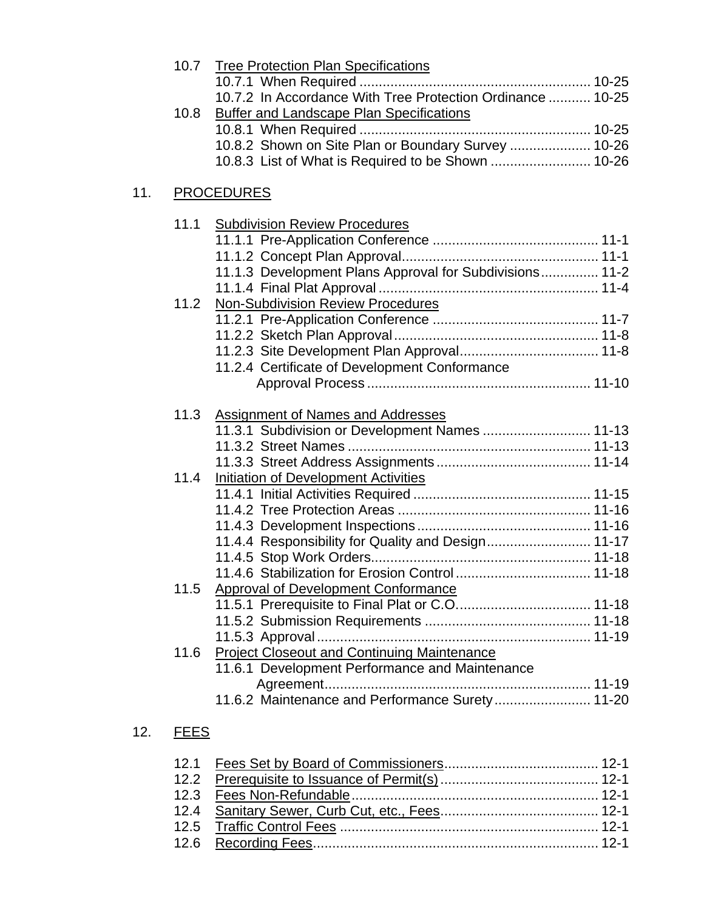10.7 Tree Protection Plan Specifications
- 10.7.1 When Required ........................................................... 10-25
- 10.7.2 In Accordance With Tree Protection Ordinance ........... 10-25

10.8 Buffer and Landscape Plan Specifications
- 10.8.1 When Required ........................................................... 10-25
- 10.8.2 Shown on Site Plan or Boundary Survey ..................... 10-26
- 10.8.3 List of What is Required to be Shown .......................... 10-26

11. PROCEDURES

11.1 Subdivision Review Procedures
- 11.1.1 Pre-Application Conference .......................................... 11-1
- 11.1.2 Concept Plan Approval.................................................. 11-1
- 11.1.3 Development Plans Approval for Subdivisions.............. 11-2
- 11.1.4 Final Plat Approval ........................................................ 11-4

11.2 Non-Subdivision Review Procedures
- 11.2.1 Pre-Application Conference .......................................... 11-7
- 11.2.2 Sketch Plan Approval.................................................... 11-8
- 11.2.3 Site Development Plan Approval................................... 11-8
- 11.2.4 Certificate of Development Conformance Approval Process ......................................................... 11-10

11.3 Assignment of Names and Addresses
- 11.3.1 Subdivision or Development Names ............................ 11-13
- 11.3.2 Street Names ............................................................... 11-13
- 11.3.3 Street Address Assignments........................................ 11-14

11.4 Initiation of Development Activities
- 11.4.1 Initial Activities Required .............................................. 11-15
- 11.4.2 Tree Protection Areas .................................................. 11-16
- 11.4.3 Development Inspections............................................. 11-16
- 11.4.4 Responsibility for Quality and Design........................... 11-17
- 11.4.5 Stop Work Orders......................................................... 11-18
- 11.4.6 Stabilization for Erosion Control ................................... 11-18

11.5 Approval of Development Conformance
- 11.5.1 Prerequisite to Final Plat or C.O................................... 11-18
- 11.5.2 Submission Requirements ........................................... 11-18
- 11.5.3 Approval ...................................................................... 11-19

11.6 Project Closeout and Continuing Maintenance
- 11.6.1 Development Performance and Maintenance Agreement.................................................................... 11-19
- 11.6.2 Maintenance and Performance Surety......................... 11-20

12. FEES

- 12.1 Fees Set by Board of Commissioners....................................... 12-1
- 12.2 Prerequisite to Issuance of Permit(s) ........................................ 12-1
- 12.3 Fees Non-Refundable............................................................... 12-1
- 12.4 Sanitary Sewer, Curb Cut, etc., Fees........................................ 12-1
- 12.5 Traffic Control Fees .................................................................. 12-1
- 12.6 Recording Fees......................................................................... 12-1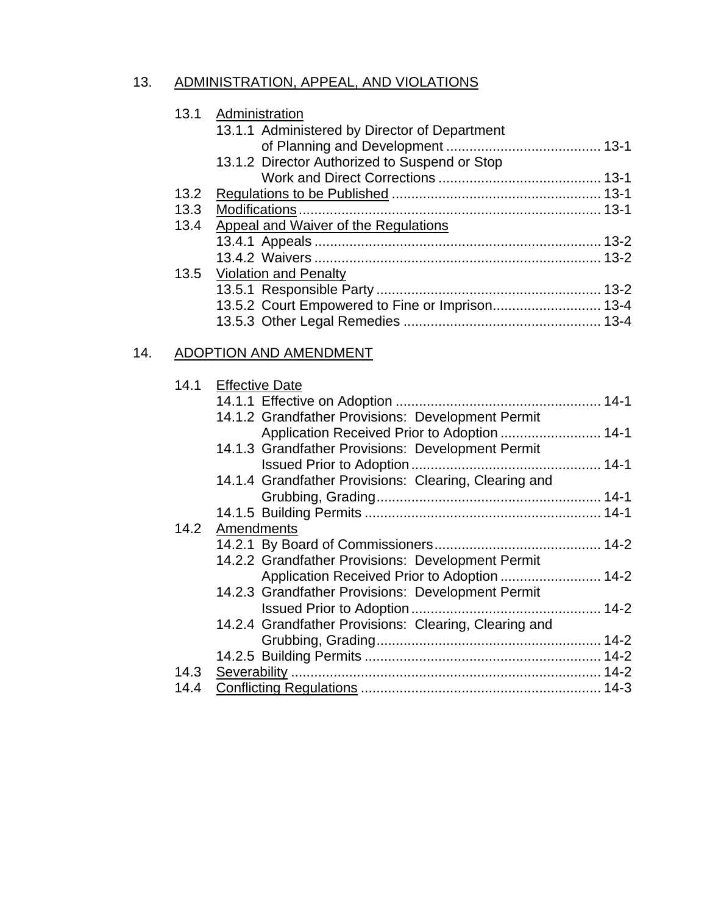13. <u>ADMINISTRATION, APPEAL, AND VIOLATIONS</u>

- 13.1 <u>Administration</u>
  - 13.1.1 Administered by Director of Department of Planning and Development ........................................ 13-1
  - 13.1.2 Director Authorized to Suspend or Stop Work and Direct Corrections .......................................... 13-1
- 13.2 <u>Regulations to be Published</u> ...................................................... 13-1
- 13.3 <u>Modifications</u> ............................................................................. 13-1
- 13.4 <u>Appeal and Waiver of the Regulations</u>
  - 13.4.1 Appeals .......................................................................... 13-2
  - 13.4.2 Waivers .......................................................................... 13-2
- 13.5 <u>Violation and Penalty</u>
  - 13.5.1 Responsible Party .......................................................... 13-2
  - 13.5.2 Court Empowered to Fine or Imprison............................ 13-4
  - 13.5.3 Other Legal Remedies ................................................... 13-4

14. <u>ADOPTION AND AMENDMENT</u>

- 14.1 <u>Effective Date</u>
  - 14.1.1 Effective on Adoption ..................................................... 14-1
  - 14.1.2 Grandfather Provisions: Development Permit Application Received Prior to Adoption .......................... 14-1
  - 14.1.3 Grandfather Provisions: Development Permit Issued Prior to Adoption ................................................. 14-1
  - 14.1.4 Grandfather Provisions: Clearing, Clearing and Grubbing, Grading.......................................................... 14-1
  - 14.1.5 Building Permits ............................................................. 14-1
- 14.2 <u>Amendments</u>
  - 14.2.1 By Board of Commissioners........................................... 14-2
  - 14.2.2 Grandfather Provisions: Development Permit Application Received Prior to Adoption .......................... 14-2
  - 14.2.3 Grandfather Provisions: Development Permit Issued Prior to Adoption ................................................. 14-2
  - 14.2.4 Grandfather Provisions: Clearing, Clearing and Grubbing, Grading.......................................................... 14-2
  - 14.2.5 Building Permits ............................................................. 14-2
- 14.3 <u>Severability</u> ................................................................................ 14-2
- 14.4 <u>Conflicting Regulations</u> ............................................................. 14-3